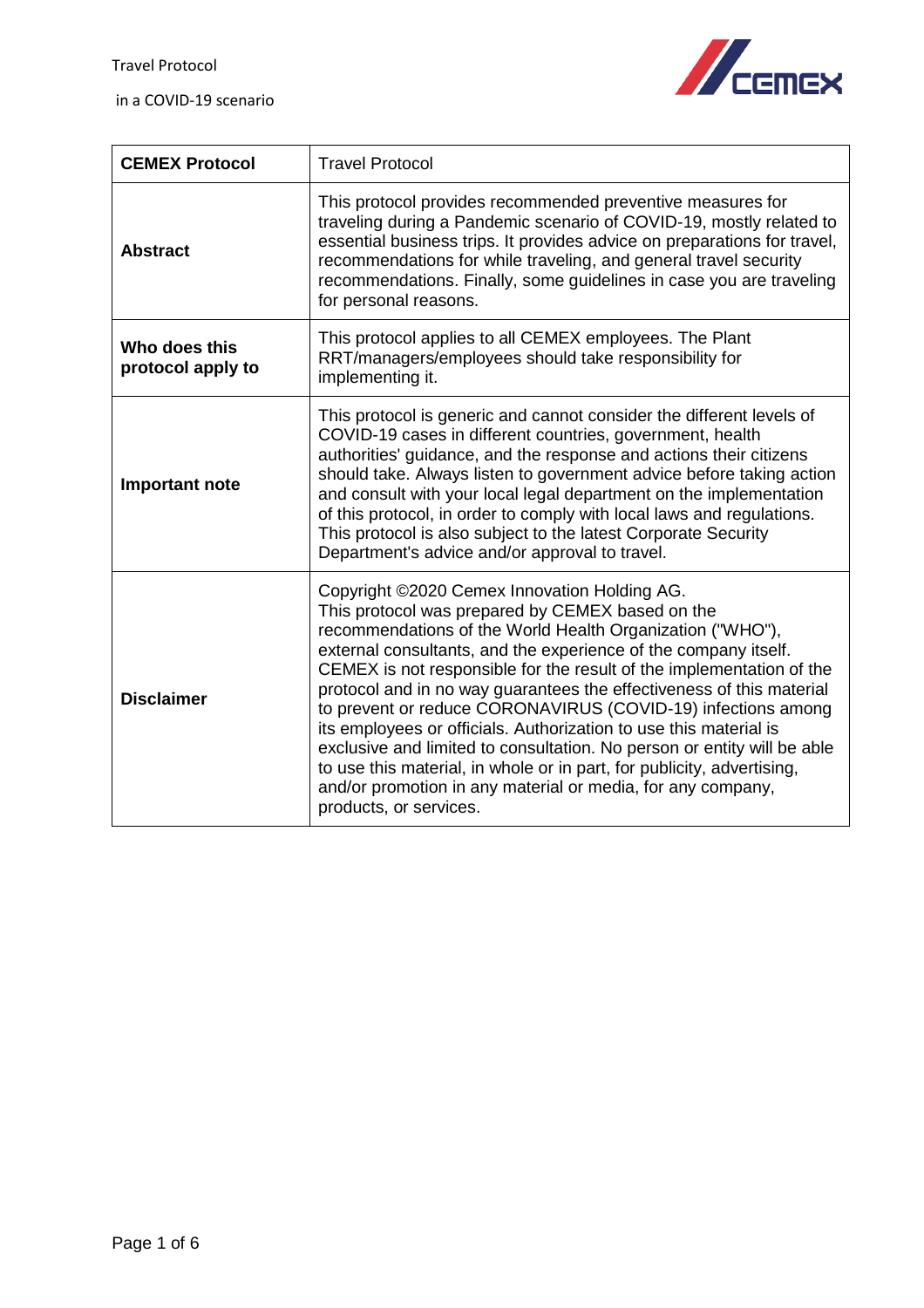| **CEMEX Protocol** | Travel Protocol |
|---|---|
| **Abstract** | This protocol provides recommended preventive measures for traveling during a Pandemic scenario of COVID-19, mostly related to essential business trips. It provides advice on preparations for travel, recommendations for while traveling, and general travel security recommendations. Finally, some guidelines in case you are traveling for personal reasons. |
| **Who does this protocol apply to** | This protocol applies to all CEMEX employees. The Plant RRT/managers/employees should take responsibility for implementing it. |
| **Important note** | This protocol is generic and cannot consider the different levels of COVID-19 cases in different countries, government, health authorities' guidance, and the response and actions their citizens should take. Always listen to government advice before taking action and consult with your local legal department on the implementation of this protocol, in order to comply with local laws and regulations. This protocol is also subject to the latest Corporate Security Department's advice and/or approval to travel. |
| **Disclaimer** | Copyright ©2020 Cemex Innovation Holding AG. This protocol was prepared by CEMEX based on the recommendations of the World Health Organization ("WHO"), external consultants, and the experience of the company itself. CEMEX is not responsible for the result of the implementation of the protocol and in no way guarantees the effectiveness of this material to prevent or reduce CORONAVIRUS (COVID-19) infections among its employees or officials. Authorization to use this material is exclusive and limited to consultation. No person or entity will be able to use this material, in whole or in part, for publicity, advertising, and/or promotion in any material or media, for any company, products, or services. |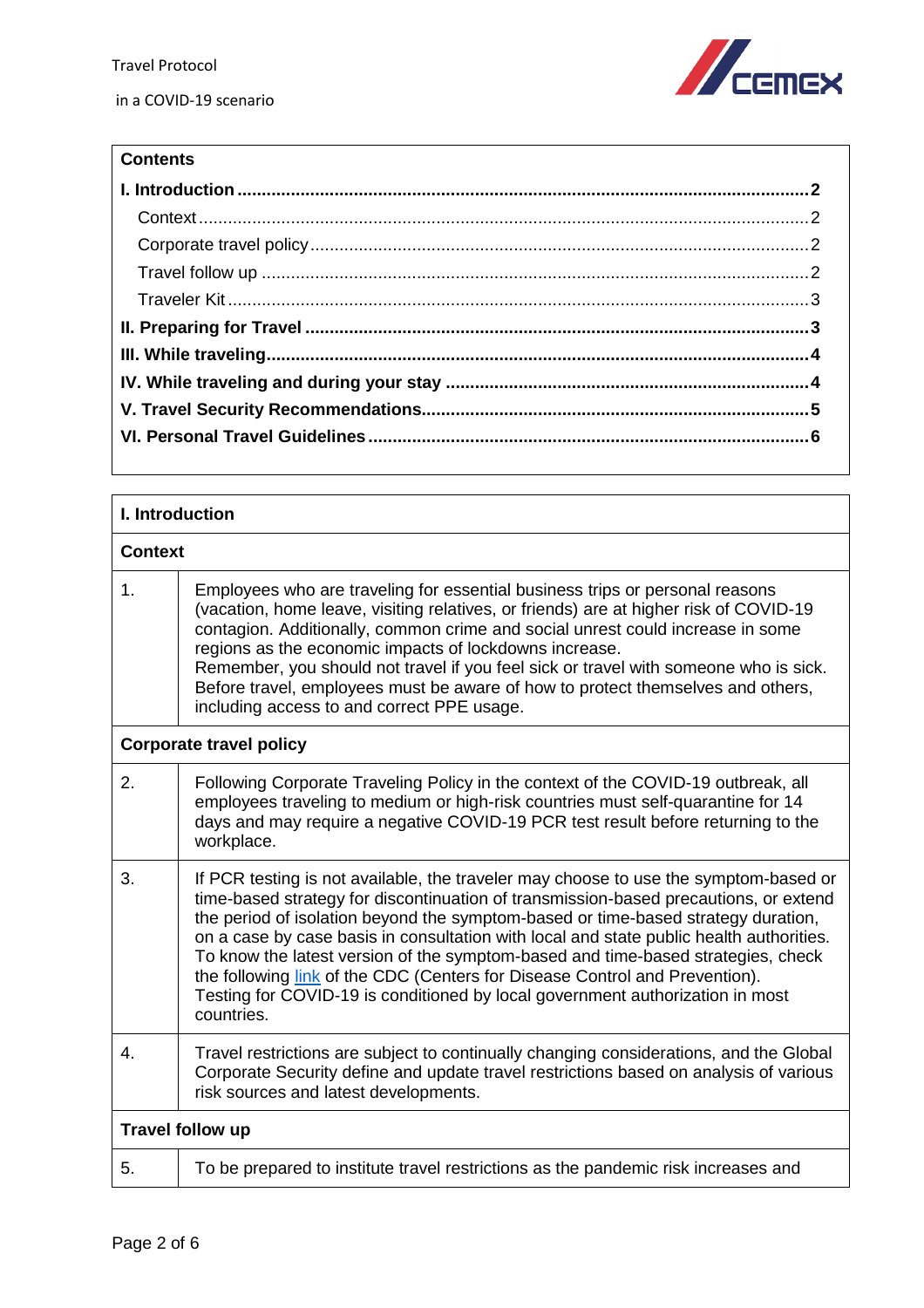## Contents

- **I. Introduction** ..... **2**
  - Context ..... 2
  - Corporate travel policy ..... 2
  - Travel follow up ..... 2
  - Traveler Kit ..... 3
- **II. Preparing for Travel** ..... **3**
- **III. While traveling** ..... **4**
- **IV. While traveling and during your stay** ..... **4**
- **V. Travel Security Recommendations** ..... **5**
- **VI. Personal Travel Guidelines** ..... **6**

# I. Introduction

## Context

| | |
|---|---|
| 1. | Employees who are traveling for essential business trips or personal reasons (vacation, home leave, visiting relatives, or friends) are at higher risk of COVID-19 contagion. Additionally, common crime and social unrest could increase in some regions as the economic impacts of lockdowns increase. Remember, you should not travel if you feel sick or travel with someone who is sick. Before travel, employees must be aware of how to protect themselves and others, including access to and correct PPE usage. |

## Corporate travel policy

| | |
|---|---|
| 2. | Following Corporate Traveling Policy in the context of the COVID-19 outbreak, all employees traveling to medium or high-risk countries must self-quarantine for 14 days and may require a negative COVID-19 PCR test result before returning to the workplace. |
| 3. | If PCR testing is not available, the traveler may choose to use the symptom-based or time-based strategy for discontinuation of transmission-based precautions, or extend the period of isolation beyond the symptom-based or time-based strategy duration, on a case by case basis in consultation with local and state public health authorities. To know the latest version of the symptom-based and time-based strategies, check the following link of the CDC (Centers for Disease Control and Prevention). Testing for COVID-19 is conditioned by local government authorization in most countries. |
| 4. | Travel restrictions are subject to continually changing considerations, and the Global Corporate Security define and update travel restrictions based on analysis of various risk sources and latest developments. |

## Travel follow up

| | |
|---|---|
| 5. | To be prepared to institute travel restrictions as the pandemic risk increases and |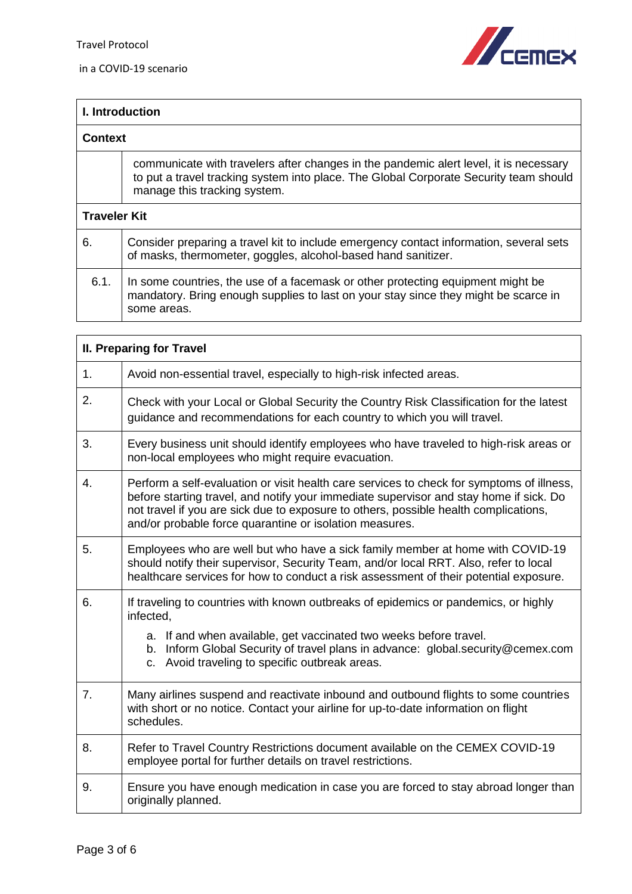## I. Introduction

### Context

communicate with travelers after changes in the pandemic alert level, it is necessary to put a travel tracking system into place. The Global Corporate Security team should manage this tracking system.

### Traveler Kit

| | |
|---|---|
| 6. | Consider preparing a travel kit to include emergency contact information, several sets of masks, thermometer, goggles, alcohol-based hand sanitizer. |
| 6.1. | In some countries, the use of a facemask or other protecting equipment might be mandatory. Bring enough supplies to last on your stay since they might be scarce in some areas. |

## II. Preparing for Travel

| | |
|---|---|
| 1. | Avoid non-essential travel, especially to high-risk infected areas. |
| 2. | Check with your Local or Global Security the Country Risk Classification for the latest guidance and recommendations for each country to which you will travel. |
| 3. | Every business unit should identify employees who have traveled to high-risk areas or non-local employees who might require evacuation. |
| 4. | Perform a self-evaluation or visit health care services to check for symptoms of illness, before starting travel, and notify your immediate supervisor and stay home if sick. Do not travel if you are sick due to exposure to others, possible health complications, and/or probable force quarantine or isolation measures. |
| 5. | Employees who are well but who have a sick family member at home with COVID-19 should notify their supervisor, Security Team, and/or local RRT. Also, refer to local healthcare services for how to conduct a risk assessment of their potential exposure. |
| 6. | If traveling to countries with known outbreaks of epidemics or pandemics, or highly infected,<br>a. If and when available, get vaccinated two weeks before travel.<br>b. Inform Global Security of travel plans in advance: global.security@cemex.com<br>c. Avoid traveling to specific outbreak areas. |
| 7. | Many airlines suspend and reactivate inbound and outbound flights to some countries with short or no notice. Contact your airline for up-to-date information on flight schedules. |
| 8. | Refer to Travel Country Restrictions document available on the CEMEX COVID-19 employee portal for further details on travel restrictions. |
| 9. | Ensure you have enough medication in case you are forced to stay abroad longer than originally planned. |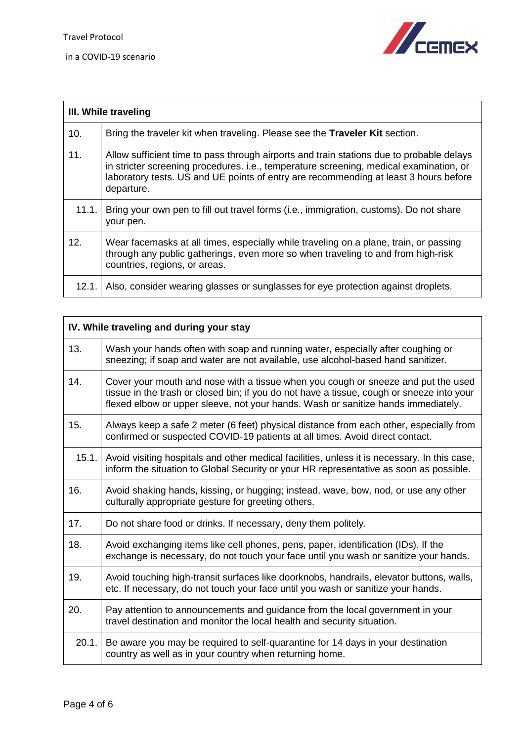| III. While traveling | |
|---|---|
| 10. | Bring the traveler kit when traveling. Please see the **Traveler Kit** section. |
| 11. | Allow sufficient time to pass through airports and train stations due to probable delays in stricter screening procedures. i.e., temperature screening, medical examination, or laboratory tests. US and UE points of entry are recommending at least 3 hours before departure. |
| 11.1. | Bring your own pen to fill out travel forms (i.e., immigration, customs). Do not share your pen. |
| 12. | Wear facemasks at all times, especially while traveling on a plane, train, or passing through any public gatherings, even more so when traveling to and from high-risk countries, regions, or areas. |
| 12.1. | Also, consider wearing glasses or sunglasses for eye protection against droplets. |

| IV. While traveling and during your stay | |
|---|---|
| 13. | Wash your hands often with soap and running water, especially after coughing or sneezing; if soap and water are not available, use alcohol-based hand sanitizer. |
| 14. | Cover your mouth and nose with a tissue when you cough or sneeze and put the used tissue in the trash or closed bin; if you do not have a tissue, cough or sneeze into your flexed elbow or upper sleeve, not your hands. Wash or sanitize hands immediately. |
| 15. | Always keep a safe 2 meter (6 feet) physical distance from each other, especially from confirmed or suspected COVID-19 patients at all times. Avoid direct contact. |
| 15.1. | Avoid visiting hospitals and other medical facilities, unless it is necessary. In this case, inform the situation to Global Security or your HR representative as soon as possible. |
| 16. | Avoid shaking hands, kissing, or hugging; instead, wave, bow, nod, or use any other culturally appropriate gesture for greeting others. |
| 17. | Do not share food or drinks. If necessary, deny them politely. |
| 18. | Avoid exchanging items like cell phones, pens, paper, identification (IDs). If the exchange is necessary, do not touch your face until you wash or sanitize your hands. |
| 19. | Avoid touching high-transit surfaces like doorknobs, handrails, elevator buttons, walls, etc. If necessary, do not touch your face until you wash or sanitize your hands. |
| 20. | Pay attention to announcements and guidance from the local government in your travel destination and monitor the local health and security situation. |
| 20.1. | Be aware you may be required to self-quarantine for 14 days in your destination country as well as in your country when returning home. |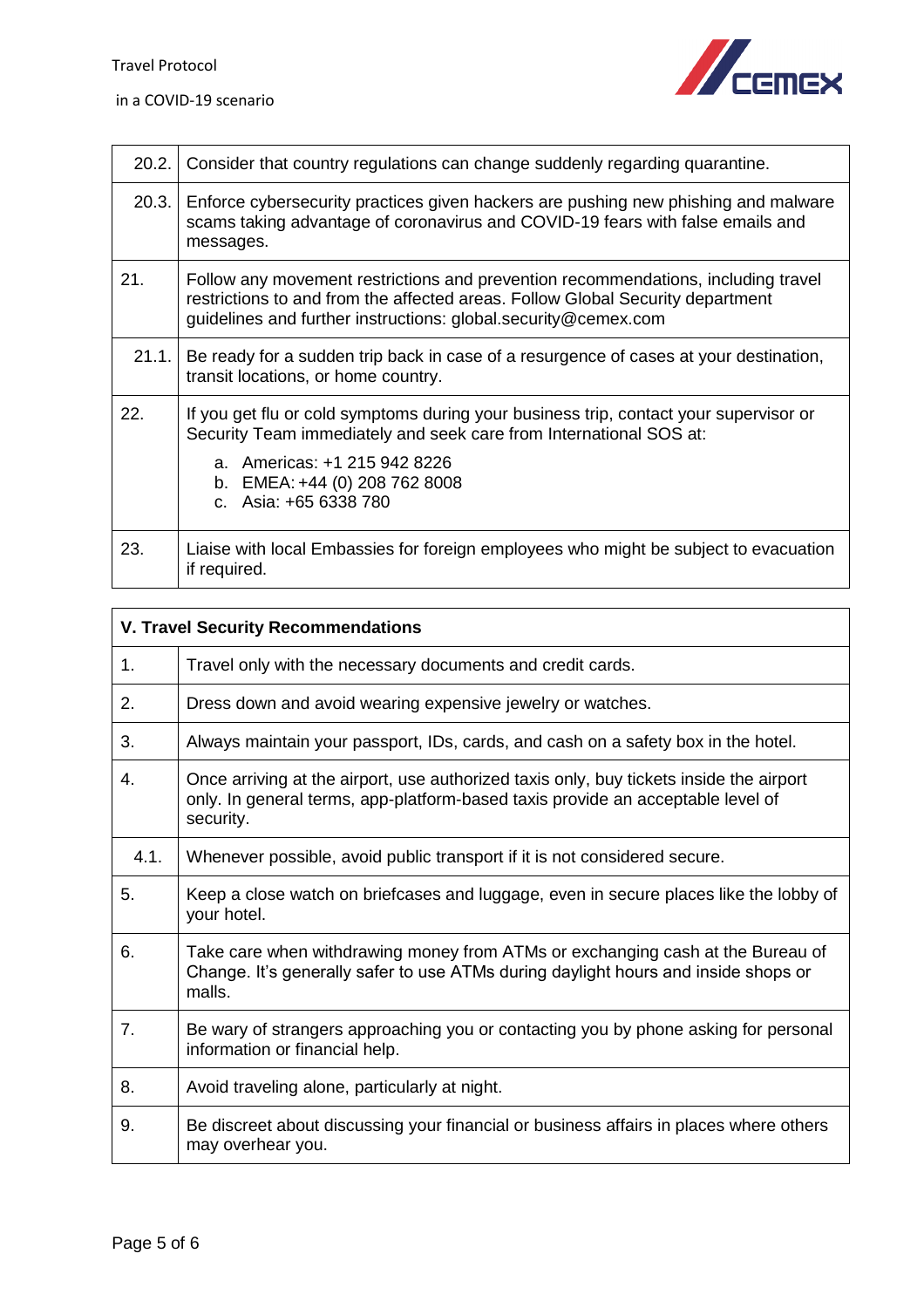| | |
|---|---|
| 20.2. | Consider that country regulations can change suddenly regarding quarantine. |
| 20.3. | Enforce cybersecurity practices given hackers are pushing new phishing and malware scams taking advantage of coronavirus and COVID-19 fears with false emails and messages. |
| 21. | Follow any movement restrictions and prevention recommendations, including travel restrictions to and from the affected areas. Follow Global Security department guidelines and further instructions: global.security@cemex.com |
| 21.1. | Be ready for a sudden trip back in case of a resurgence of cases at your destination, transit locations, or home country. |
| 22. | If you get flu or cold symptoms during your business trip, contact your supervisor or Security Team immediately and seek care from International SOS at:<br>a. Americas: +1 215 942 8226<br>b. EMEA: +44 (0) 208 762 8008<br>c. Asia: +65 6338 780 |
| 23. | Liaise with local Embassies for foreign employees who might be subject to evacuation if required. |

| **V. Travel Security Recommendations** | |
|---|---|
| 1. | Travel only with the necessary documents and credit cards. |
| 2. | Dress down and avoid wearing expensive jewelry or watches. |
| 3. | Always maintain your passport, IDs, cards, and cash on a safety box in the hotel. |
| 4. | Once arriving at the airport, use authorized taxis only, buy tickets inside the airport only. In general terms, app-platform-based taxis provide an acceptable level of security. |
| 4.1. | Whenever possible, avoid public transport if it is not considered secure. |
| 5. | Keep a close watch on briefcases and luggage, even in secure places like the lobby of your hotel. |
| 6. | Take care when withdrawing money from ATMs or exchanging cash at the Bureau of Change. It's generally safer to use ATMs during daylight hours and inside shops or malls. |
| 7. | Be wary of strangers approaching you or contacting you by phone asking for personal information or financial help. |
| 8. | Avoid traveling alone, particularly at night. |
| 9. | Be discreet about discussing your financial or business affairs in places where others may overhear you. |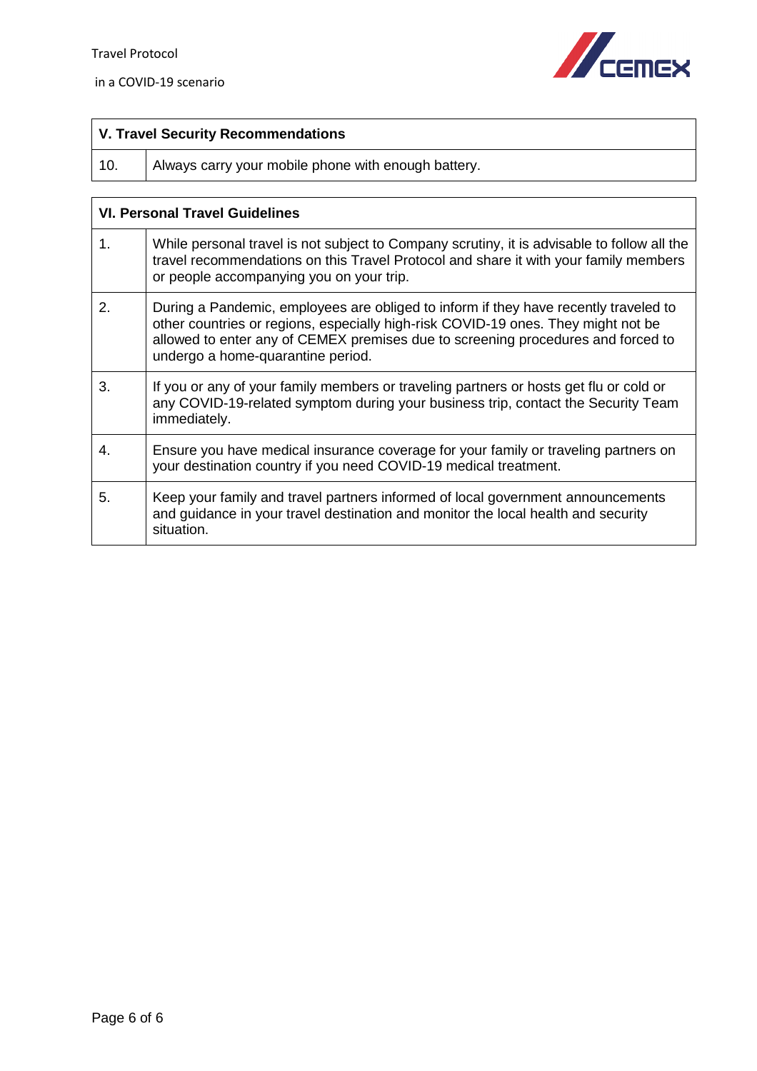| V. Travel Security Recommendations | |
|---|---|
| 10. | Always carry your mobile phone with enough battery. |

| VI. Personal Travel Guidelines | |
|---|---|
| 1. | While personal travel is not subject to Company scrutiny, it is advisable to follow all the travel recommendations on this Travel Protocol and share it with your family members or people accompanying you on your trip. |
| 2. | During a Pandemic, employees are obliged to inform if they have recently traveled to other countries or regions, especially high-risk COVID-19 ones. They might not be allowed to enter any of CEMEX premises due to screening procedures and forced to undergo a home-quarantine period. |
| 3. | If you or any of your family members or traveling partners or hosts get flu or cold or any COVID-19-related symptom during your business trip, contact the Security Team immediately. |
| 4. | Ensure you have medical insurance coverage for your family or traveling partners on your destination country if you need COVID-19 medical treatment. |
| 5. | Keep your family and travel partners informed of local government announcements and guidance in your travel destination and monitor the local health and security situation. |